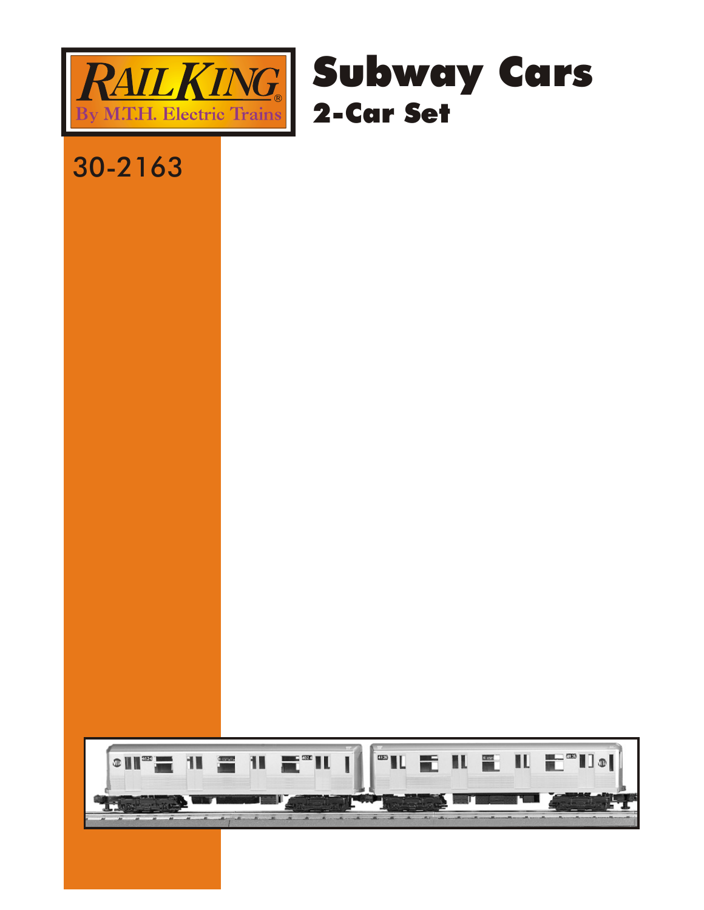RailKing®
By M.T.H. Electric Trains

# Subway Cars

## 2-Car Set

30-2163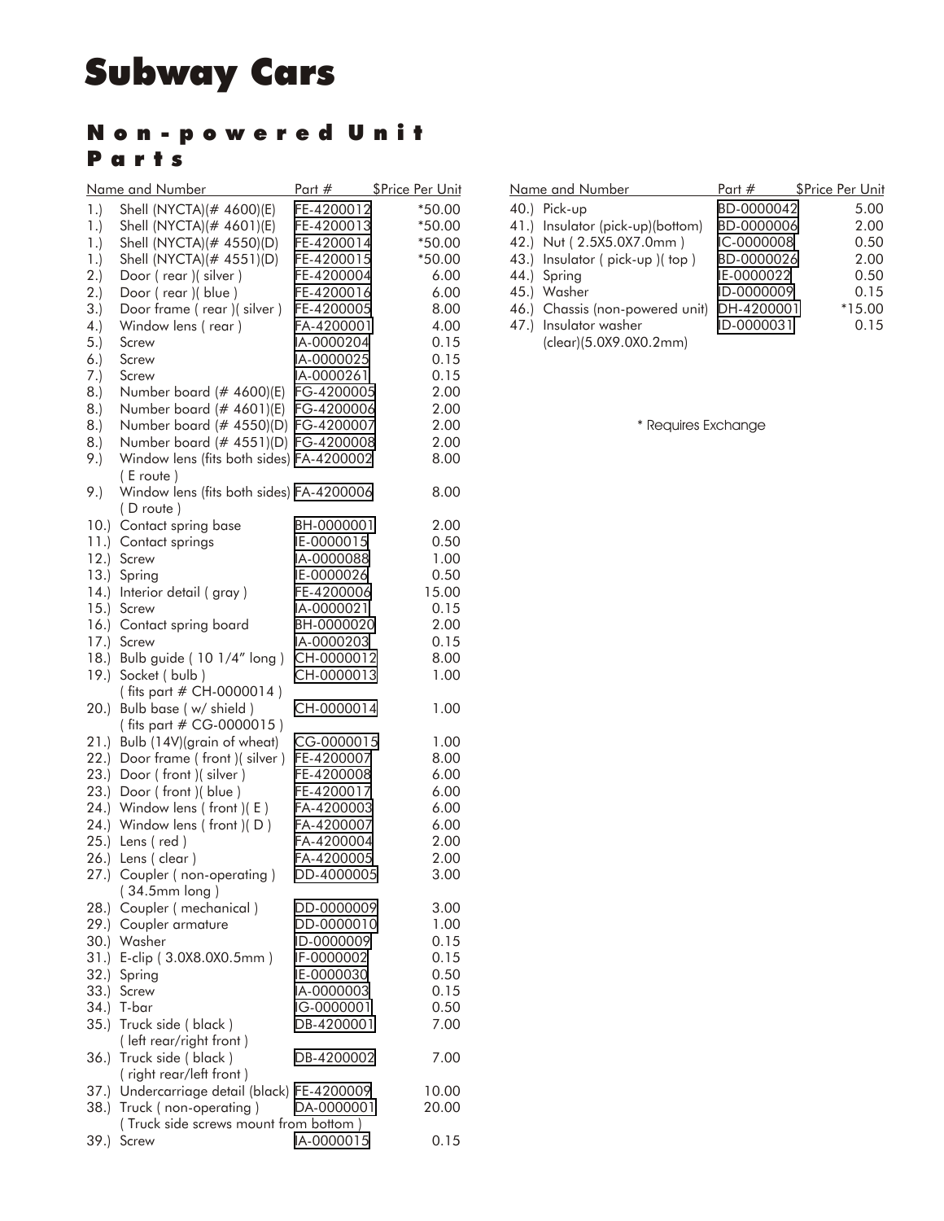# Subway Cars

## Non-powered Unit Parts

| Name and Number | | Part # | $Price Per Unit |
|---|---|---|---|
| 1.) | Shell (NYCTA)(# 4600)(E) | FE-4200012 | *50.00 |
| 1.) | Shell (NYCTA)(# 4601)(E) | FE-4200013 | *50.00 |
| 1.) | Shell (NYCTA)(# 4550)(D) | FE-4200014 | *50.00 |
| 1.) | Shell (NYCTA)(# 4551)(D) | FE-4200015 | *50.00 |
| 2.) | Door ( rear )( silver ) | FE-4200004 | 6.00 |
| 2.) | Door ( rear )( blue ) | FE-4200016 | 6.00 |
| 3.) | Door frame ( rear )( silver ) | FE-4200005 | 8.00 |
| 4.) | Window lens ( rear ) | FA-4200001 | 4.00 |
| 5.) | Screw | IA-0000204 | 0.15 |
| 6.) | Screw | IA-0000025 | 0.15 |
| 7.) | Screw | IA-0000261 | 0.15 |
| 8.) | Number board (# 4600)(E) | FG-4200005 | 2.00 |
| 8.) | Number board (# 4601)(E) | FG-4200006 | 2.00 |
| 8.) | Number board (# 4550)(D) | FG-4200007 | 2.00 |
| 8.) | Number board (# 4551)(D) | FG-4200008 | 2.00 |
| 9.) | Window lens (fits both sides) ( E route ) | FA-4200002 | 8.00 |
| 9.) | Window lens (fits both sides) ( D route ) | FA-4200006 | 8.00 |
| 10.) | Contact spring base | BH-0000001 | 2.00 |
| 11.) | Contact springs | IE-0000015 | 0.50 |
| 12.) | Screw | IA-0000088 | 1.00 |
| 13.) | Spring | IE-0000026 | 0.50 |
| 14.) | Interior detail ( gray ) | FE-4200006 | 15.00 |
| 15.) | Screw | IA-0000021 | 0.15 |
| 16.) | Contact spring board | BH-0000020 | 2.00 |
| 17.) | Screw | IA-0000203 | 0.15 |
| 18.) | Bulb guide ( 10 1/4" long ) | CH-0000012 | 8.00 |
| 19.) | Socket ( bulb ) ( fits part # CH-0000014 ) | CH-0000013 | 1.00 |
| 20.) | Bulb base ( w/ shield ) ( fits part # CG-0000015 ) | CH-0000014 | 1.00 |
| 21.) | Bulb (14V)(grain of wheat) | CG-0000015 | 1.00 |
| 22.) | Door frame ( front )( silver ) | FE-4200007 | 8.00 |
| 23.) | Door ( front )( silver ) | FE-4200008 | 6.00 |
| 23.) | Door ( front )( blue ) | FE-4200017 | 6.00 |
| 24.) | Window lens ( front )( E ) | FA-4200003 | 6.00 |
| 24.) | Window lens ( front )( D ) | FA-4200007 | 6.00 |
| 25.) | Lens ( red ) | FA-4200004 | 2.00 |
| 26.) | Lens ( clear ) | FA-4200005 | 2.00 |
| 27.) | Coupler ( non-operating ) ( 34.5mm long ) | DD-4000005 | 3.00 |
| 28.) | Coupler ( mechanical ) | DD-0000009 | 3.00 |
| 29.) | Coupler armature | DD-0000010 | 1.00 |
| 30.) | Washer | ID-0000009 | 0.15 |
| 31.) | E-clip ( 3.0X8.0X0.5mm ) | IF-0000002 | 0.15 |
| 32.) | Spring | IE-0000030 | 0.50 |
| 33.) | Screw | IA-0000003 | 0.15 |
| 34.) | T-bar | IG-0000001 | 0.50 |
| 35.) | Truck side ( black ) ( left rear/right front ) | DB-4200001 | 7.00 |
| 36.) | Truck side ( black ) ( right rear/left front ) | DB-4200002 | 7.00 |
| 37.) | Undercarriage detail (black) | FE-4200009 | 10.00 |
| 38.) | Truck ( non-operating ) ( Truck side screws mount from bottom ) | DA-0000001 | 20.00 |
| 39.) | Screw | IA-0000015 | 0.15 |
| 40.) | Pick-up | BD-0000042 | 5.00 |
| 41.) | Insulator (pick-up)(bottom) | BD-0000006 | 2.00 |
| 42.) | Nut ( 2.5X5.0X7.0mm ) | IC-0000008 | 0.50 |
| 43.) | Insulator ( pick-up )( top ) | BD-0000026 | 2.00 |
| 44.) | Spring | IE-0000022 | 0.50 |
| 45.) | Washer | ID-0000009 | 0.15 |
| 46.) | Chassis (non-powered unit) | DH-4200001 | *15.00 |
| 47.) | Insulator washer (clear)(5.0X9.0X0.2mm) | ID-0000031 | 0.15 |

\* Requires Exchange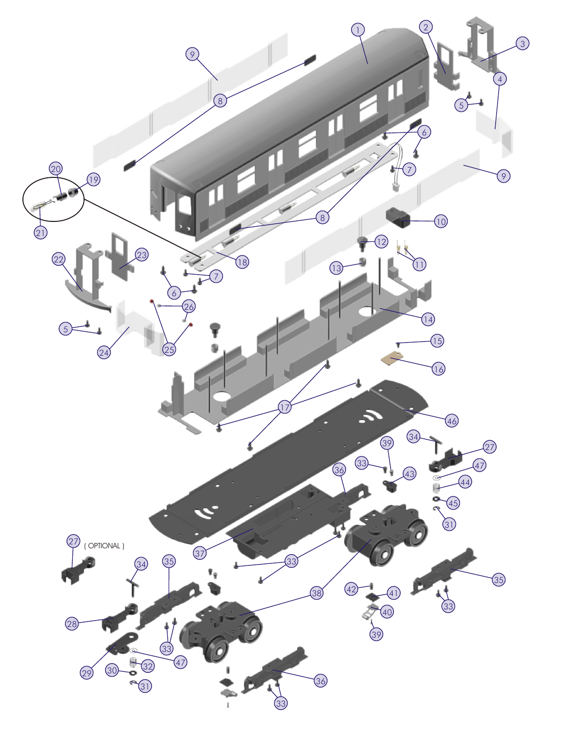( OPTIONAL )